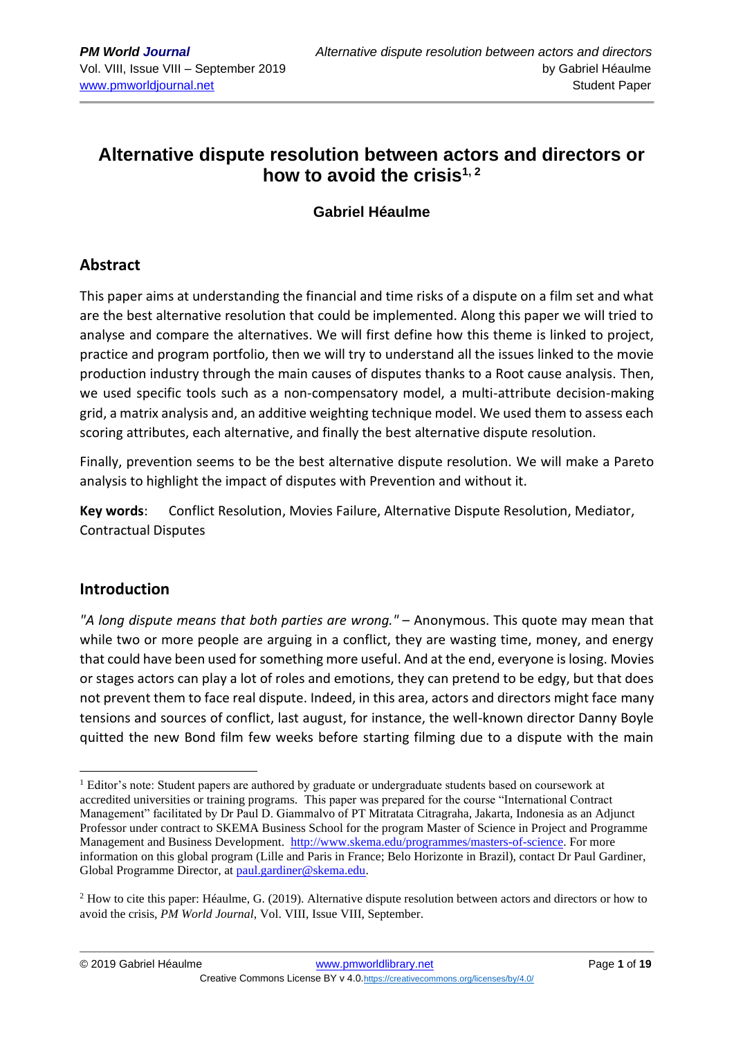# Alternative dispute resolution between actors and directors or how to avoid the crisis[1, 2]

**Gabriel Héaulme**

## Abstract

This paper aims at understanding the financial and time risks of a dispute on a film set and what are the best alternative resolution that could be implemented. Along this paper we will tried to analyse and compare the alternatives. We will first define how this theme is linked to project, practice and program portfolio, then we will try to understand all the issues linked to the movie production industry through the main causes of disputes thanks to a Root cause analysis. Then, we used specific tools such as a non-compensatory model, a multi-attribute decision-making grid, a matrix analysis and, an additive weighting technique model. We used them to assess each scoring attributes, each alternative, and finally the best alternative dispute resolution.

Finally, prevention seems to be the best alternative dispute resolution. We will make a Pareto analysis to highlight the impact of disputes with Prevention and without it.

**Key words**: Conflict Resolution, Movies Failure, Alternative Dispute Resolution, Mediator, Contractual Disputes

## Introduction

*"A long dispute means that both parties are wrong."* – Anonymous. This quote may mean that while two or more people are arguing in a conflict, they are wasting time, money, and energy that could have been used for something more useful. And at the end, everyone is losing. Movies or stages actors can play a lot of roles and emotions, they can pretend to be edgy, but that does not prevent them to face real dispute. Indeed, in this area, actors and directors might face many tensions and sources of conflict, last august, for instance, the well-known director Danny Boyle quitted the new Bond film few weeks before starting filming due to a dispute with the main

---

[1] Editor's note: Student papers are authored by graduate or undergraduate students based on coursework at accredited universities or training programs. This paper was prepared for the course "International Contract Management" facilitated by Dr Paul D. Giammalvo of PT Mitratata Citragraha, Jakarta, Indonesia as an Adjunct Professor under contract to SKEMA Business School for the program Master of Science in Project and Programme Management and Business Development. http://www.skema.edu/programmes/masters-of-science. For more information on this global program (Lille and Paris in France; Belo Horizonte in Brazil), contact Dr Paul Gardiner, Global Programme Director, at paul.gardiner@skema.edu.

[2] How to cite this paper: Héaulme, G. (2019). Alternative dispute resolution between actors and directors or how to avoid the crisis, *PM World Journal*, Vol. VIII, Issue VIII, September.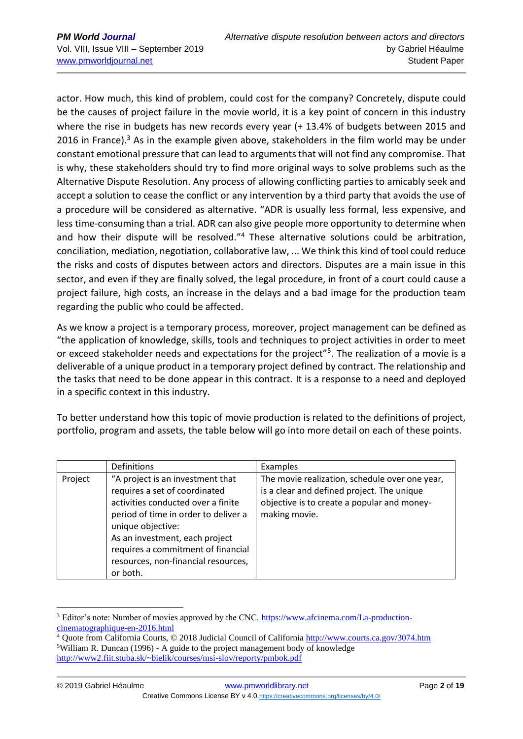actor. How much, this kind of problem, could cost for the company? Concretely, dispute could be the causes of project failure in the movie world, it is a key point of concern in this industry where the rise in budgets has new records every year (+ 13.4% of budgets between 2015 and 2016 in France).[3] As in the example given above, stakeholders in the film world may be under constant emotional pressure that can lead to arguments that will not find any compromise. That is why, these stakeholders should try to find more original ways to solve problems such as the Alternative Dispute Resolution. Any process of allowing conflicting parties to amicably seek and accept a solution to cease the conflict or any intervention by a third party that avoids the use of a procedure will be considered as alternative. "ADR is usually less formal, less expensive, and less time-consuming than a trial. ADR can also give people more opportunity to determine when and how their dispute will be resolved."[4] These alternative solutions could be arbitration, conciliation, mediation, negotiation, collaborative law, ... We think this kind of tool could reduce the risks and costs of disputes between actors and directors. Disputes are a main issue in this sector, and even if they are finally solved, the legal procedure, in front of a court could cause a project failure, high costs, an increase in the delays and a bad image for the production team regarding the public who could be affected.

As we know a project is a temporary process, moreover, project management can be defined as "the application of knowledge, skills, tools and techniques to project activities in order to meet or exceed stakeholder needs and expectations for the project"[5]. The realization of a movie is a deliverable of a unique product in a temporary project defined by contract. The relationship and the tasks that need to be done appear in this contract. It is a response to a need and deployed in a specific context in this industry.

To better understand how this topic of movie production is related to the definitions of project, portfolio, program and assets, the table below will go into more detail on each of these points.

| | Definitions | Examples |
|---|---|---|
| Project | "A project is an investment that requires a set of coordinated activities conducted over a finite period of time in order to deliver a unique objective: As an investment, each project requires a commitment of financial resources, non-financial resources, or both. | The movie realization, schedule over one year, is a clear and defined project. The unique objective is to create a popular and money-making movie. |

[3] Editor's note: Number of movies approved by the CNC. https://www.afcinema.com/La-production-cinematographique-en-2016.html

[4] Quote from California Courts, © 2018 Judicial Council of California http://www.courts.ca.gov/3074.htm

[5] William R. Duncan (1996) - A guide to the project management body of knowledge http://www2.fiit.stuba.sk/~bielik/courses/msi-slov/reporty/pmbok.pdf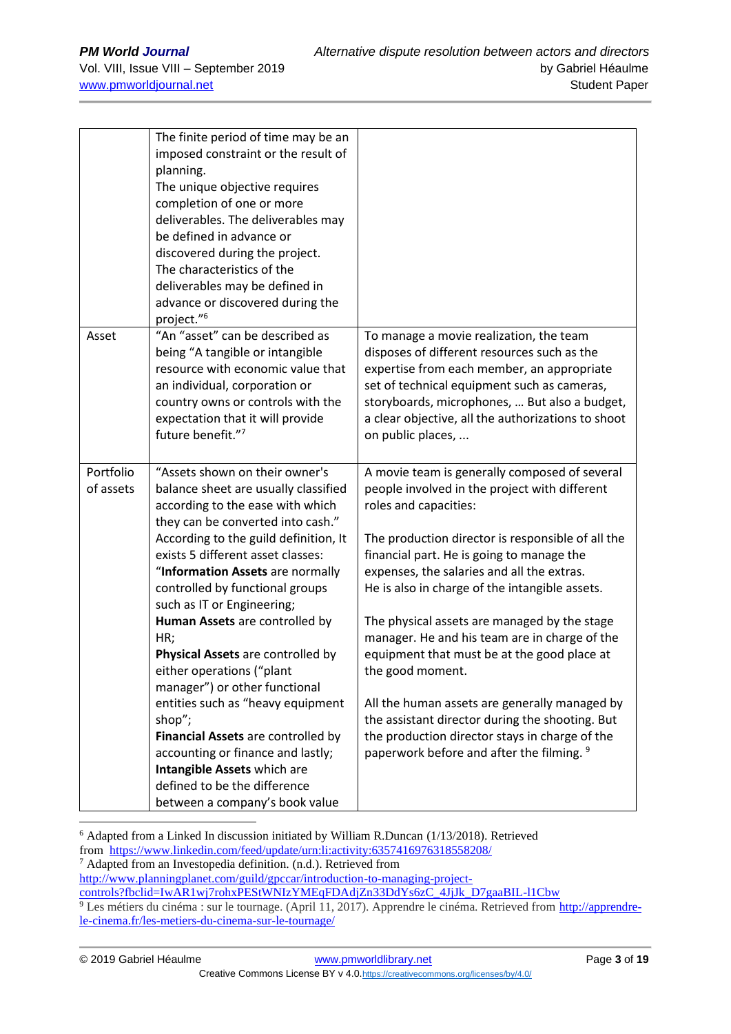|  |  |  |
|---|---|---|
|  | The finite period of time may be an imposed constraint or the result of planning.<br>The unique objective requires completion of one or more deliverables. The deliverables may be defined in advance or discovered during the project.<br>The characteristics of the deliverables may be defined in advance or discovered during the project."[6] |  |
| Asset | "An "asset" can be described as being "A tangible or intangible resource with economic value that an individual, corporation or country owns or controls with the expectation that it will provide future benefit."[7] | To manage a movie realization, the team disposes of different resources such as the expertise from each member, an appropriate set of technical equipment such as cameras, storyboards, microphones, … But also a budget, a clear objective, all the authorizations to shoot on public places, … |
| Portfolio of assets | "Assets shown on their owner's balance sheet are usually classified according to the ease with which they can be converted into cash."<br>According to the guild definition, It exists 5 different asset classes:<br>"**Information Assets** are normally controlled by functional groups such as IT or Engineering;<br>**Human Assets** are controlled by HR;<br>**Physical Assets** are controlled by either operations ("plant manager") or other functional entities such as "heavy equipment shop";<br>**Financial Assets** are controlled by accounting or finance and lastly;<br>**Intangible Assets** which are defined to be the difference between a company's book value | A movie team is generally composed of several people involved in the project with different roles and capacities:<br><br>The production director is responsible of all the financial part. He is going to manage the expenses, the salaries and all the extras.<br>He is also in charge of the intangible assets.<br><br>The physical assets are managed by the stage manager. He and his team are in charge of the equipment that must be at the good place at the good moment.<br><br>All the human assets are generally managed by the assistant director during the shooting. But the production director stays in charge of the paperwork before and after the filming. [9] |

---

[6] Adapted from a Linked In discussion initiated by William R.Duncan (1/13/2018). Retrieved from https://www.linkedin.com/feed/update/urn:li:activity:6357416976318558208/

[7] Adapted from an Investopedia definition. (n.d.). Retrieved from http://www.planningplanet.com/guild/gpccar/introduction-to-managing-project-controls?fbclid=IwAR1wj7rohxPEStWNIzYMEqFDAdjZn33DdYs6zC_4JjJk_D7gaaBIL-l1Cbw

[9] Les métiers du cinéma : sur le tournage. (April 11, 2017). Apprendre le cinéma. Retrieved from http://apprendre-le-cinema.fr/les-metiers-du-cinema-sur-le-tournage/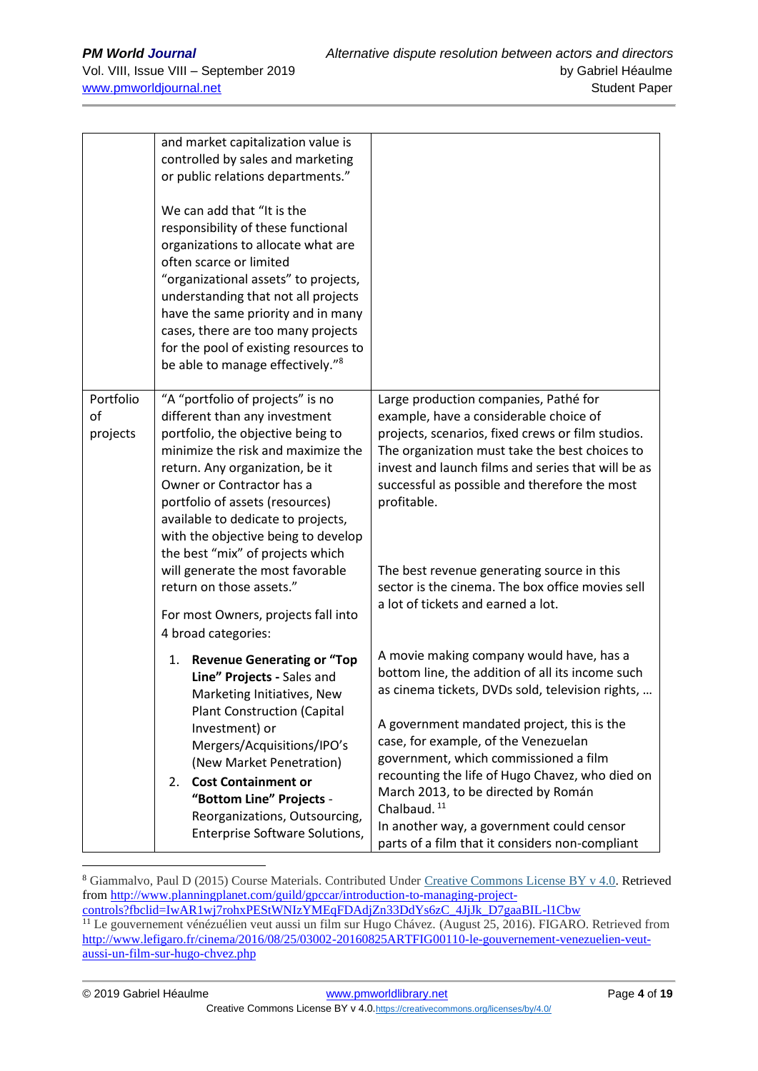| | | |
|---|---|---|
| | and market capitalization value is controlled by sales and marketing or public relations departments."<br><br>We can add that "It is the responsibility of these functional organizations to allocate what are often scarce or limited "organizational assets" to projects, understanding that not all projects have the same priority and in many cases, there are too many projects for the pool of existing resources to be able to manage effectively."[8] | |
| Portfolio of projects | "A "portfolio of projects" is no different than any investment portfolio, the objective being to minimize the risk and maximize the return. Any organization, be it Owner or Contractor has a portfolio of assets (resources) available to dedicate to projects, with the objective being to develop the best "mix" of projects which will generate the most favorable return on those assets."<br><br>For most Owners, projects fall into 4 broad categories:<br><br>1. **Revenue Generating or "Top Line" Projects -** Sales and Marketing Initiatives, New Plant Construction (Capital Investment) or Mergers/Acquisitions/IPO's (New Market Penetration)<br>2. **Cost Containment or "Bottom Line" Projects** - Reorganizations, Outsourcing, Enterprise Software Solutions, | Large production companies, Pathé for example, have a considerable choice of projects, scenarios, fixed crews or film studios. The organization must take the best choices to invest and launch films and series that will be as successful as possible and therefore the most profitable.<br><br>The best revenue generating source in this sector is the cinema. The box office movies sell a lot of tickets and earned a lot.<br><br>A movie making company would have, has a bottom line, the addition of all its income such as cinema tickets, DVDs sold, television rights, …<br><br>A government mandated project, this is the case, for example, of the Venezuelan government, which commissioned a film recounting the life of Hugo Chavez, who died on March 2013, to be directed by Román Chalbaud. [11]<br>In another way, a government could censor parts of a film that it considers non-compliant |

[8] Giammalvo, Paul D (2015) Course Materials. Contributed Under Creative Commons License BY v 4.0. Retrieved from http://www.planningplanet.com/guild/gpccar/introduction-to-managing-project-controls?fbclid=IwAR1wj7rohxPEStWNIzYMEqFDAdjZn33DdYs6zC_4JjJk_D7gaaBIL-l1Cbw

[11] Le gouvernement vénézuélien veut aussi un film sur Hugo Chávez. (August 25, 2016). FIGARO. Retrieved from http://www.lefigaro.fr/cinema/2016/08/25/03002-20160825ARTFIG00110-le-gouvernement-venezuelien-veut-aussi-un-film-sur-hugo-chvez.php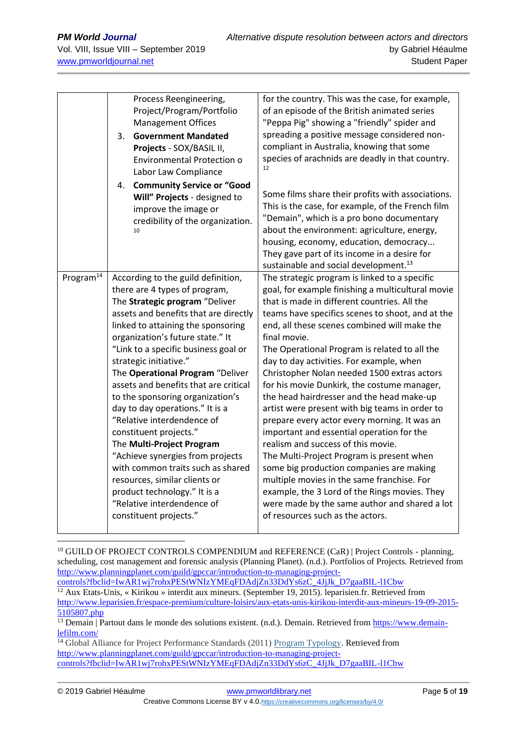| | | |
|---|---|---|
| | Process Reengineering, Project/Program/Portfolio Management Offices<br>3. **Government Mandated Projects** - SOX/BASIL II, Environmental Protection o Labor Law Compliance<br>4. **Community Service or "Good Will" Projects** - designed to improve the image or credibility of the organization.[10] | for the country. This was the case, for example, of an episode of the British animated series "Peppa Pig" showing a "friendly" spider and spreading a positive message considered non-compliant in Australia, knowing that some species of arachnids are deadly in that country.[12]<br><br>Some films share their profits with associations. This is the case, for example, of the French film "Demain", which is a pro bono documentary about the environment: agriculture, energy, housing, economy, education, democracy... They gave part of its income in a desire for sustainable and social development.[13] |
| Program[14] | According to the guild definition, there are 4 types of program,<br>The **Strategic program** "Deliver assets and benefits that are directly linked to attaining the sponsoring organization's future state." It "Link to a specific business goal or strategic initiative."<br>The **Operational Program** "Deliver assets and benefits that are critical to the sponsoring organization's day to day operations." It is a "Relative interdependence of constituent projects."<br>The **Multi-Project Program** "Achieve synergies from projects with common traits such as shared resources, similar clients or product technology." It is a "Relative interdependence of constituent projects." | The strategic program is linked to a specific goal, for example finishing a multicultural movie that is made in different countries. All the teams have specifics scenes to shoot, and at the end, all these scenes combined will make the final movie.<br>The Operational Program is related to all the day to day activities. For example, when Christopher Nolan needed 1500 extras actors for his movie Dunkirk, the costume manager, the head hairdresser and the head make-up artist were present with big teams in order to prepare every actor every morning. It was an important and essential operation for the realism and success of this movie.<br>The Multi-Project Program is present when some big production companies are making multiple movies in the same franchise. For example, the 3 Lord of the Rings movies. They were made by the same author and shared a lot of resources such as the actors. |

[10] GUILD OF PROJECT CONTROLS COMPENDIUM and REFERENCE (CaR) | Project Controls - planning, scheduling, cost management and forensic analysis (Planning Planet). (n.d.). Portfolios of Projects. Retrieved from http://www.planningplanet.com/guild/gpccar/introduction-to-managing-project-controls?fbclid=IwAR1wj7rohxPEStWNIzYMEqFDAdjZn33DdYs6zC_4JjJk_D7gaaBIL-l1Cbw

[12] Aux Etats-Unis, « Kirikou » interdit aux mineurs. (September 19, 2015). leparisien.fr. Retrieved from http://www.leparisien.fr/espace-premium/culture-loisirs/aux-etats-unis-kirikou-interdit-aux-mineurs-19-09-2015-5105807.php

[13] Demain | Partout dans le monde des solutions existent. (n.d.). Demain. Retrieved from https://www.demain-lefilm.com/

[14] Global Alliance for Project Performance Standards (2011) Program Typology. Retrieved from http://www.planningplanet.com/guild/gpccar/introduction-to-managing-project-controls?fbclid=IwAR1wj7rohxPEStWNIzYMEqFDAdjZn33DdYs6zC_4JjJk_D7gaaBIL-l1Cbw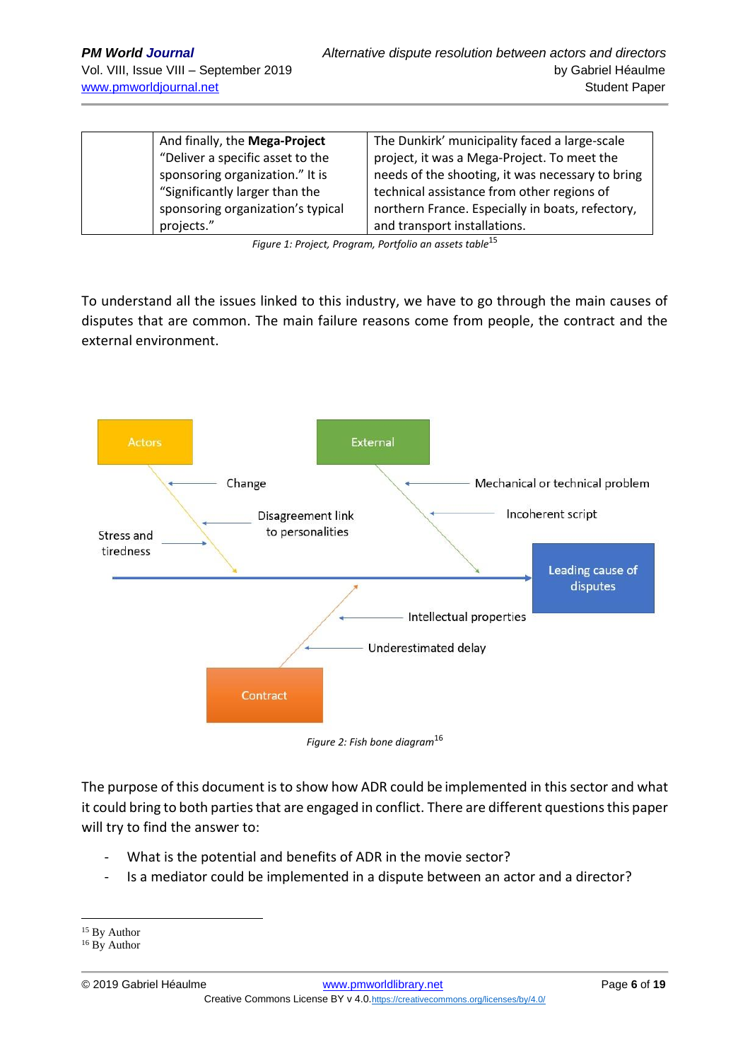| | And finally, the **Mega-Project** "Deliver a specific asset to the sponsoring organization." It is "Significantly larger than the sponsoring organization's typical projects." | The Dunkirk' municipality faced a large-scale project, it was a Mega-Project. To meet the needs of the shooting, it was necessary to bring technical assistance from other regions of northern France. Especially in boats, refectory, and transport installations. |
|---|---|---|

*Figure 1: Project, Program, Portfolio an assets table*[15]

To understand all the issues linked to this industry, we have to go through the main causes of disputes that are common. The main failure reasons come from people, the contract and the external environment.

Actors
- Change
- Disagreement link to personalities
- Stress and tiredness

External
- Mechanical or technical problem
- Incoherent script

Contract
- Intellectual properties
- Underestimated delay

Leading cause of disputes

*Figure 2: Fish bone diagram*[16]

The purpose of this document is to show how ADR could be implemented in this sector and what it could bring to both parties that are engaged in conflict. There are different questions this paper will try to find the answer to:

- What is the potential and benefits of ADR in the movie sector?
- Is a mediator could be implemented in a dispute between an actor and a director?

[15] By Author
[16] By Author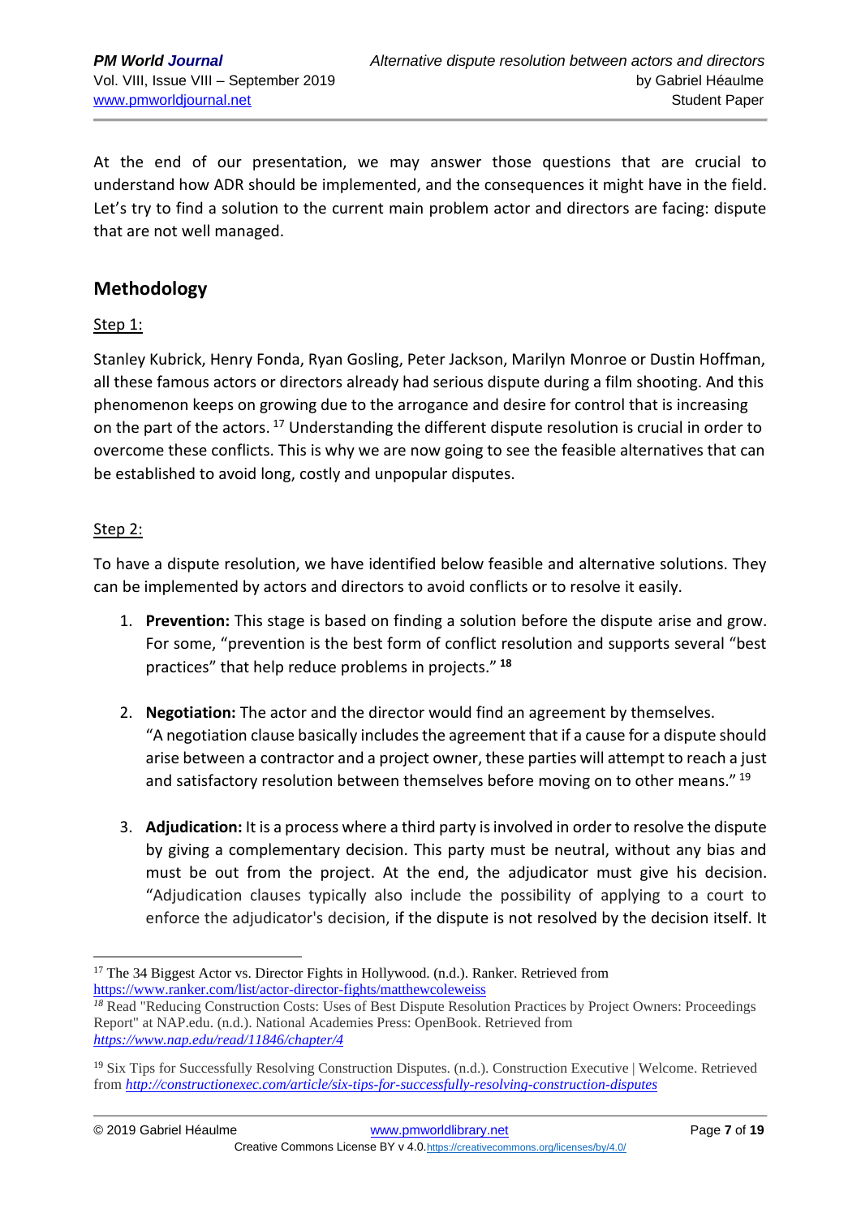At the end of our presentation, we may answer those questions that are crucial to understand how ADR should be implemented, and the consequences it might have in the field. Let's try to find a solution to the current main problem actor and directors are facing: dispute that are not well managed.

## Methodology

Step 1:

Stanley Kubrick, Henry Fonda, Ryan Gosling, Peter Jackson, Marilyn Monroe or Dustin Hoffman, all these famous actors or directors already had serious dispute during a film shooting. And this phenomenon keeps on growing due to the arrogance and desire for control that is increasing on the part of the actors. [17] Understanding the different dispute resolution is crucial in order to overcome these conflicts. This is why we are now going to see the feasible alternatives that can be established to avoid long, costly and unpopular disputes.

Step 2:

To have a dispute resolution, we have identified below feasible and alternative solutions. They can be implemented by actors and directors to avoid conflicts or to resolve it easily.

1. **Prevention:** This stage is based on finding a solution before the dispute arise and grow. For some, "prevention is the best form of conflict resolution and supports several "best practices" that help reduce problems in projects." [18]

2. **Negotiation:** The actor and the director would find an agreement by themselves. "A negotiation clause basically includes the agreement that if a cause for a dispute should arise between a contractor and a project owner, these parties will attempt to reach a just and satisfactory resolution between themselves before moving on to other means." [19]

3. **Adjudication:** It is a process where a third party is involved in order to resolve the dispute by giving a complementary decision. This party must be neutral, without any bias and must be out from the project. At the end, the adjudicator must give his decision. "Adjudication clauses typically also include the possibility of applying to a court to enforce the adjudicator's decision, if the dispute is not resolved by the decision itself. It

---

[17] The 34 Biggest Actor vs. Director Fights in Hollywood. (n.d.). Ranker. Retrieved from https://www.ranker.com/list/actor-director-fights/matthewcoleweiss

[18] Read "Reducing Construction Costs: Uses of Best Dispute Resolution Practices by Project Owners: Proceedings Report" at NAP.edu. (n.d.). National Academies Press: OpenBook. Retrieved from *https://www.nap.edu/read/11846/chapter/4*

[19] Six Tips for Successfully Resolving Construction Disputes. (n.d.). Construction Executive | Welcome. Retrieved from *http://constructionexec.com/article/six-tips-for-successfully-resolving-construction-disputes*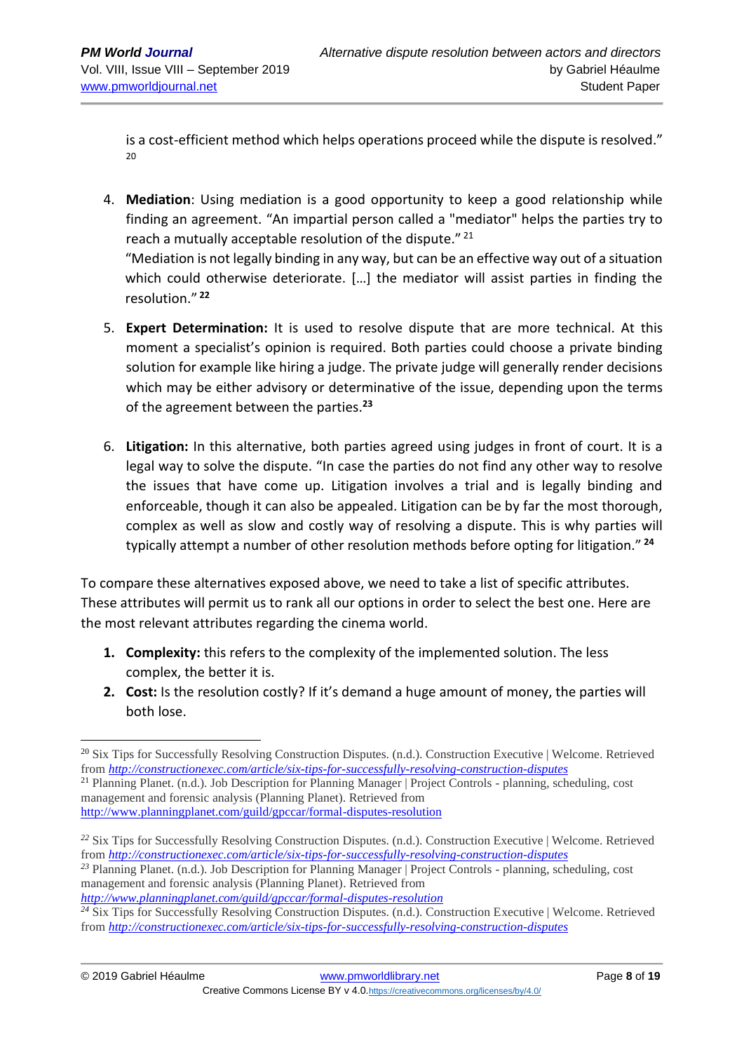is a cost-efficient method which helps operations proceed while the dispute is resolved."[20]

4. **Mediation**: Using mediation is a good opportunity to keep a good relationship while finding an agreement. "An impartial person called a "mediator" helps the parties try to reach a mutually acceptable resolution of the dispute."[21]
   "Mediation is not legally binding in any way, but can be an effective way out of a situation which could otherwise deteriorate. […] the mediator will assist parties in finding the resolution."[22]

5. **Expert Determination:** It is used to resolve dispute that are more technical. At this moment a specialist's opinion is required. Both parties could choose a private binding solution for example like hiring a judge. The private judge will generally render decisions which may be either advisory or determinative of the issue, depending upon the terms of the agreement between the parties.[23]

6. **Litigation:** In this alternative, both parties agreed using judges in front of court. It is a legal way to solve the dispute. "In case the parties do not find any other way to resolve the issues that have come up. Litigation involves a trial and is legally binding and enforceable, though it can also be appealed. Litigation can be by far the most thorough, complex as well as slow and costly way of resolving a dispute. This is why parties will typically attempt a number of other resolution methods before opting for litigation."[24]

To compare these alternatives exposed above, we need to take a list of specific attributes. These attributes will permit us to rank all our options in order to select the best one. Here are the most relevant attributes regarding the cinema world.

1. **Complexity:** this refers to the complexity of the implemented solution. The less complex, the better it is.
2. **Cost:** Is the resolution costly? If it's demand a huge amount of money, the parties will both lose.

---

[20] Six Tips for Successfully Resolving Construction Disputes. (n.d.). Construction Executive | Welcome. Retrieved from *http://constructionexec.com/article/six-tips-for-successfully-resolving-construction-disputes*

[21] Planning Planet. (n.d.). Job Description for Planning Manager | Project Controls - planning, scheduling, cost management and forensic analysis (Planning Planet). Retrieved from http://www.planningplanet.com/guild/gpccar/formal-disputes-resolution

[22] Six Tips for Successfully Resolving Construction Disputes. (n.d.). Construction Executive | Welcome. Retrieved from *http://constructionexec.com/article/six-tips-for-successfully-resolving-construction-disputes*

[23] Planning Planet. (n.d.). Job Description for Planning Manager | Project Controls - planning, scheduling, cost management and forensic analysis (Planning Planet). Retrieved from *http://www.planningplanet.com/guild/gpccar/formal-disputes-resolution*

[24] Six Tips for Successfully Resolving Construction Disputes. (n.d.). Construction Executive | Welcome. Retrieved from *http://constructionexec.com/article/six-tips-for-successfully-resolving-construction-disputes*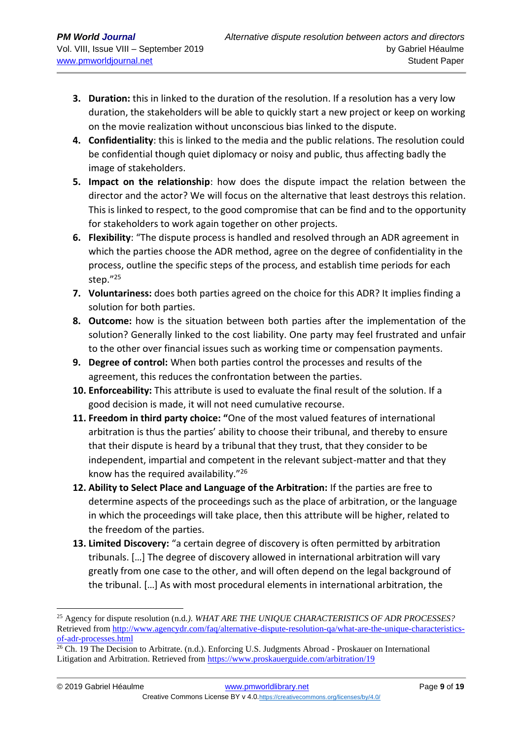3. **Duration:** this in linked to the duration of the resolution. If a resolution has a very low duration, the stakeholders will be able to quickly start a new project or keep on working on the movie realization without unconscious bias linked to the dispute.
4. **Confidentiality**: this is linked to the media and the public relations. The resolution could be confidential though quiet diplomacy or noisy and public, thus affecting badly the image of stakeholders.
5. **Impact on the relationship**: how does the dispute impact the relation between the director and the actor? We will focus on the alternative that least destroys this relation. This is linked to respect, to the good compromise that can be find and to the opportunity for stakeholders to work again together on other projects.
6. **Flexibility**: "The dispute process is handled and resolved through an ADR agreement in which the parties choose the ADR method, agree on the degree of confidentiality in the process, outline the specific steps of the process, and establish time periods for each step."[25]
7. **Voluntariness:** does both parties agreed on the choice for this ADR? It implies finding a solution for both parties.
8. **Outcome:** how is the situation between both parties after the implementation of the solution? Generally linked to the cost liability. One party may feel frustrated and unfair to the other over financial issues such as working time or compensation payments.
9. **Degree of control:** When both parties control the processes and results of the agreement, this reduces the confrontation between the parties.
10. **Enforceability:** This attribute is used to evaluate the final result of the solution. If a good decision is made, it will not need cumulative recourse.
11. **Freedom in third party choice: "**One of the most valued features of international arbitration is thus the parties' ability to choose their tribunal, and thereby to ensure that their dispute is heard by a tribunal that they trust, that they consider to be independent, impartial and competent in the relevant subject-matter and that they know has the required availability."[26]
12. **Ability to Select Place and Language of the Arbitration:** If the parties are free to determine aspects of the proceedings such as the place of arbitration, or the language in which the proceedings will take place, then this attribute will be higher, related to the freedom of the parties.
13. **Limited Discovery:** "a certain degree of discovery is often permitted by arbitration tribunals. […] The degree of discovery allowed in international arbitration will vary greatly from one case to the other, and will often depend on the legal background of the tribunal. […] As with most procedural elements in international arbitration, the

---

[25] Agency for dispute resolution (n.d.). *WHAT ARE THE UNIQUE CHARACTERISTICS OF ADR PROCESSES?* Retrieved from http://www.agencydr.com/faq/alternative-dispute-resolution-qa/what-are-the-unique-characteristics-of-adr-processes.html

[26] Ch. 19 The Decision to Arbitrate. (n.d.). Enforcing U.S. Judgments Abroad - Proskauer on International Litigation and Arbitration. Retrieved from https://www.proskauerguide.com/arbitration/19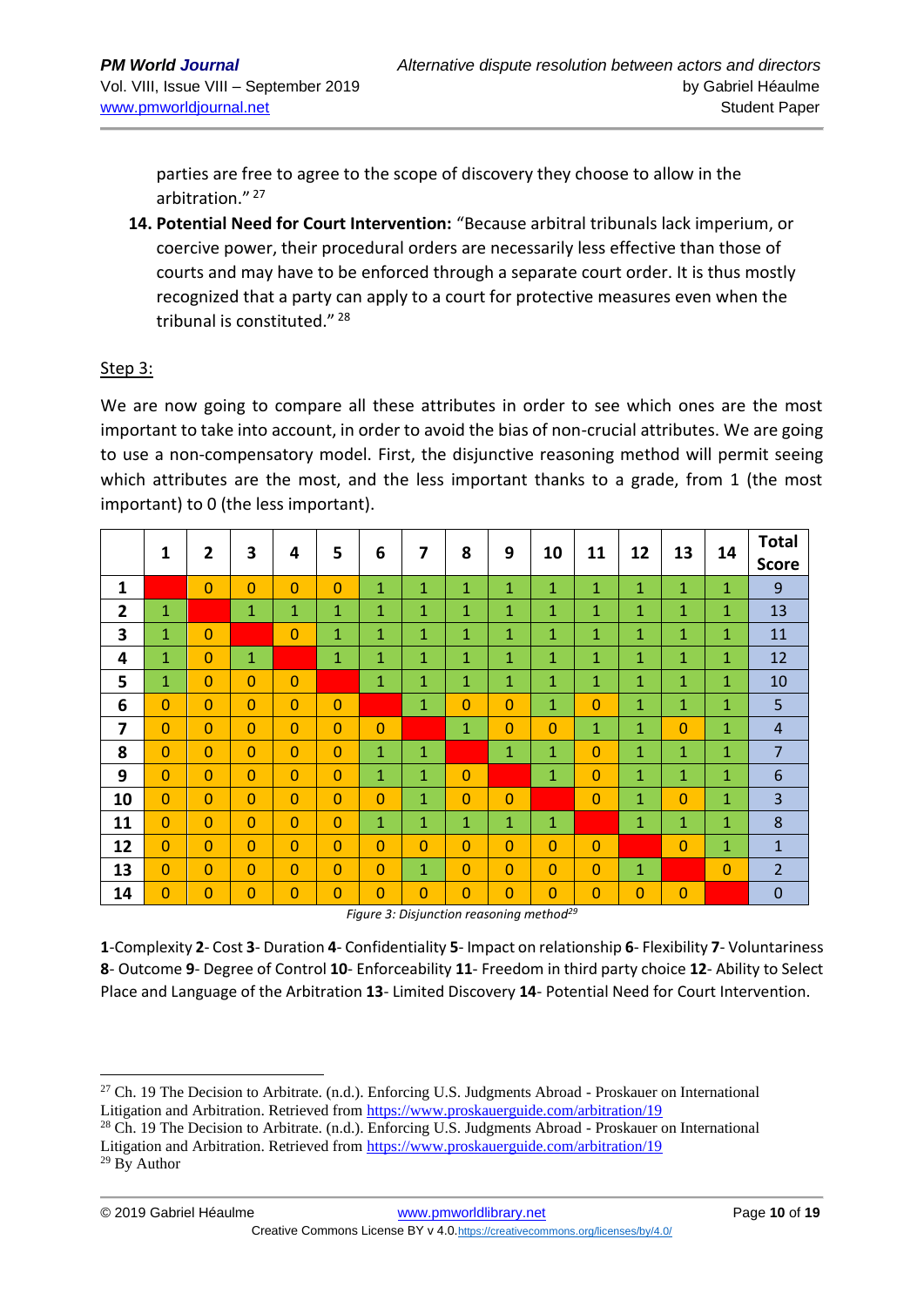parties are free to agree to the scope of discovery they choose to allow in the arbitration." [27]

14. **Potential Need for Court Intervention:** "Because arbitral tribunals lack imperium, or coercive power, their procedural orders are necessarily less effective than those of courts and may have to be enforced through a separate court order. It is thus mostly recognized that a party can apply to a court for protective measures even when the tribunal is constituted." [28]

Step 3:

We are now going to compare all these attributes in order to see which ones are the most important to take into account, in order to avoid the bias of non-crucial attributes. We are going to use a non-compensatory model. First, the disjunctive reasoning method will permit seeing which attributes are the most, and the less important thanks to a grade, from 1 (the most important) to 0 (the less important).

| | 1 | 2 | 3 | 4 | 5 | 6 | 7 | 8 | 9 | 10 | 11 | 12 | 13 | 14 | Total Score |
|---|---|---|---|---|---|---|---|---|---|---|---|---|---|---|---|
| 1 | | 0 | 0 | 0 | 0 | 1 | 1 | 1 | 1 | 1 | 1 | 1 | 1 | 1 | 9 |
| 2 | 1 | | 1 | 1 | 1 | 1 | 1 | 1 | 1 | 1 | 1 | 1 | 1 | 1 | 13 |
| 3 | 1 | 0 | | 0 | 1 | 1 | 1 | 1 | 1 | 1 | 1 | 1 | 1 | 1 | 11 |
| 4 | 1 | 0 | 1 | | 1 | 1 | 1 | 1 | 1 | 1 | 1 | 1 | 1 | 1 | 12 |
| 5 | 1 | 0 | 0 | 0 | | 1 | 1 | 1 | 1 | 1 | 1 | 1 | 1 | 1 | 10 |
| 6 | 0 | 0 | 0 | 0 | 0 | | 1 | 0 | 0 | 1 | 0 | 1 | 1 | 1 | 5 |
| 7 | 0 | 0 | 0 | 0 | 0 | 0 | | 1 | 0 | 0 | 1 | 1 | 0 | 1 | 4 |
| 8 | 0 | 0 | 0 | 0 | 0 | 1 | 1 | | 1 | 1 | 0 | 1 | 1 | 1 | 7 |
| 9 | 0 | 0 | 0 | 0 | 0 | 1 | 1 | 0 | | 1 | 0 | 1 | 1 | 1 | 6 |
| 10 | 0 | 0 | 0 | 0 | 0 | 0 | 1 | 0 | 0 | | 0 | 1 | 0 | 1 | 3 |
| 11 | 0 | 0 | 0 | 0 | 0 | 1 | 1 | 1 | 1 | 1 | | 1 | 1 | 1 | 8 |
| 12 | 0 | 0 | 0 | 0 | 0 | 0 | 0 | 0 | 0 | 0 | 0 | | 0 | 1 | 1 |
| 13 | 0 | 0 | 0 | 0 | 0 | 0 | 1 | 0 | 0 | 0 | 0 | 1 | | 0 | 2 |
| 14 | 0 | 0 | 0 | 0 | 0 | 0 | 0 | 0 | 0 | 0 | 0 | 0 | 0 | | 0 |

*Figure 3: Disjunction reasoning method*[29]

**1**-Complexity **2**- Cost **3**- Duration **4**- Confidentiality **5**- Impact on relationship **6**- Flexibility **7**- Voluntariness **8**- Outcome **9**- Degree of Control **10**- Enforceability **11**- Freedom in third party choice **12**- Ability to Select Place and Language of the Arbitration **13**- Limited Discovery **14**- Potential Need for Court Intervention.

---

[27] Ch. 19 The Decision to Arbitrate. (n.d.). Enforcing U.S. Judgments Abroad - Proskauer on International Litigation and Arbitration. Retrieved from https://www.proskauerguide.com/arbitration/19

[28] Ch. 19 The Decision to Arbitrate. (n.d.). Enforcing U.S. Judgments Abroad - Proskauer on International Litigation and Arbitration. Retrieved from https://www.proskauerguide.com/arbitration/19

[29] By Author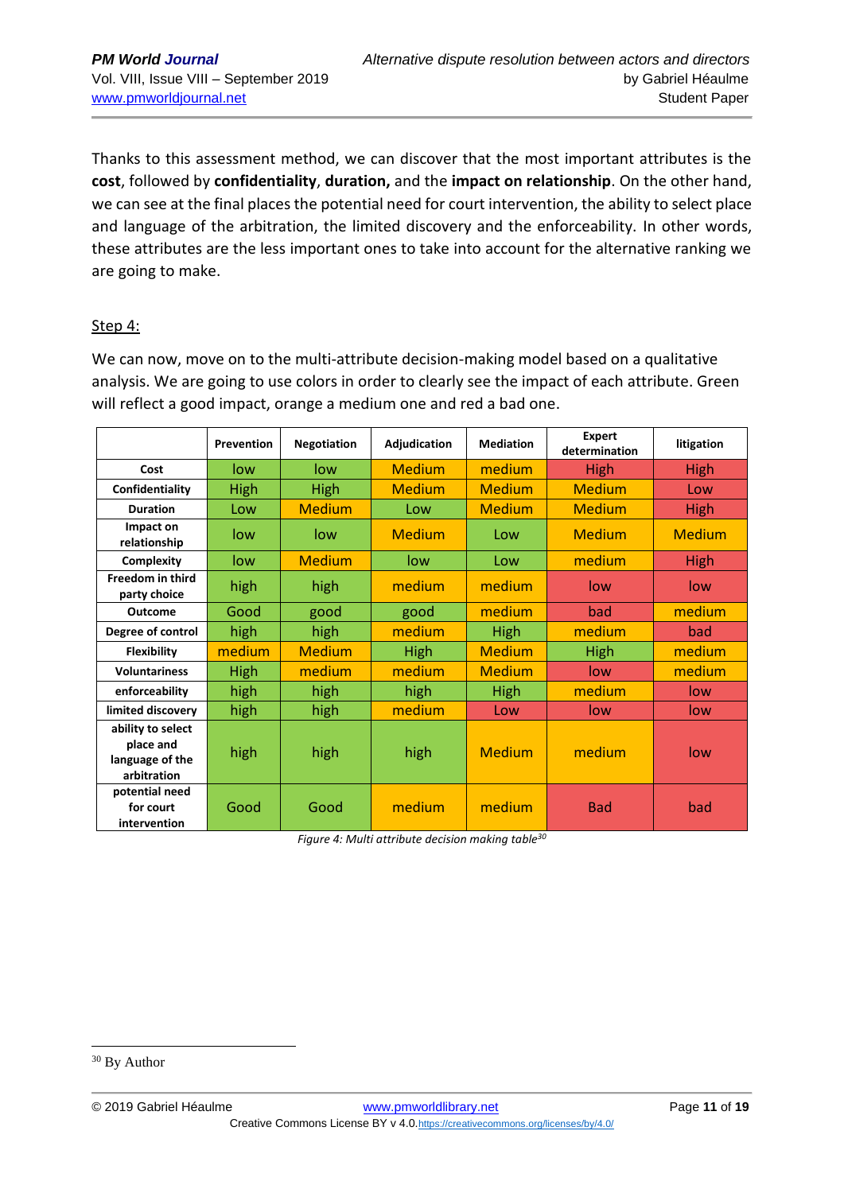Thanks to this assessment method, we can discover that the most important attributes is the **cost**, followed by **confidentiality**, **duration,** and the **impact on relationship**. On the other hand, we can see at the final places the potential need for court intervention, the ability to select place and language of the arbitration, the limited discovery and the enforceability. In other words, these attributes are the less important ones to take into account for the alternative ranking we are going to make.

Step 4:

We can now, move on to the multi-attribute decision-making model based on a qualitative analysis. We are going to use colors in order to clearly see the impact of each attribute. Green will reflect a good impact, orange a medium one and red a bad one.

| | Prevention | Negotiation | Adjudication | Mediation | Expert determination | litigation |
|---|---|---|---|---|---|---|
| Cost | low | low | Medium | medium | High | High |
| Confidentiality | High | High | Medium | Medium | Medium | Low |
| Duration | Low | Medium | Low | Medium | Medium | High |
| Impact on relationship | low | low | Medium | Low | Medium | Medium |
| Complexity | low | Medium | low | Low | medium | High |
| Freedom in third party choice | high | high | medium | medium | low | low |
| Outcome | Good | good | good | medium | bad | medium |
| Degree of control | high | high | medium | High | medium | bad |
| Flexibility | medium | Medium | High | Medium | High | medium |
| Voluntariness | High | medium | medium | Medium | low | medium |
| enforceability | high | high | high | High | medium | low |
| limited discovery | high | high | medium | Low | low | low |
| ability to select place and language of the arbitration | high | high | high | Medium | medium | low |
| potential need for court intervention | Good | Good | medium | medium | Bad | bad |

*Figure 4: Multi attribute decision making table[30]*

[30] By Author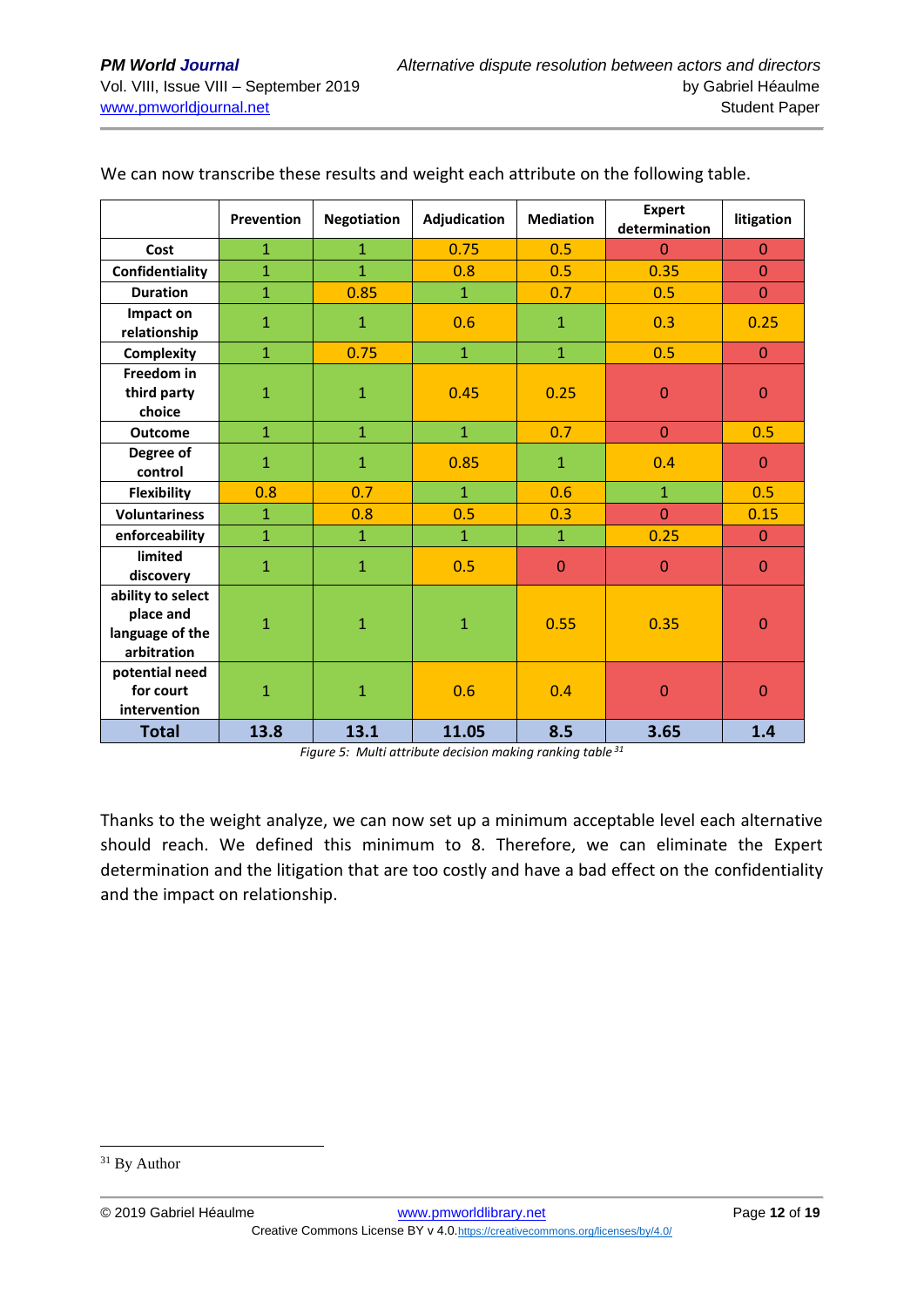We can now transcribe these results and weight each attribute on the following table.

| | Prevention | Negotiation | Adjudication | Mediation | Expert determination | litigation |
|---|---|---|---|---|---|---|
| **Cost** | 1 | 1 | 0.75 | 0.5 | 0 | 0 |
| **Confidentiality** | 1 | 1 | 0.8 | 0.5 | 0.35 | 0 |
| **Duration** | 1 | 0.85 | 1 | 0.7 | 0.5 | 0 |
| **Impact on relationship** | 1 | 1 | 0.6 | 1 | 0.3 | 0.25 |
| **Complexity** | 1 | 0.75 | 1 | 1 | 0.5 | 0 |
| **Freedom in third party choice** | 1 | 1 | 0.45 | 0.25 | 0 | 0 |
| **Outcome** | 1 | 1 | 1 | 0.7 | 0 | 0.5 |
| **Degree of control** | 1 | 1 | 0.85 | 1 | 0.4 | 0 |
| **Flexibility** | 0.8 | 0.7 | 1 | 0.6 | 1 | 0.5 |
| **Voluntariness** | 1 | 0.8 | 0.5 | 0.3 | 0 | 0.15 |
| **enforceability** | 1 | 1 | 1 | 1 | 0.25 | 0 |
| **limited discovery** | 1 | 1 | 0.5 | 0 | 0 | 0 |
| **ability to select place and language of the arbitration** | 1 | 1 | 1 | 0.55 | 0.35 | 0 |
| **potential need for court intervention** | 1 | 1 | 0.6 | 0.4 | 0 | 0 |
| **Total** | **13.8** | **13.1** | **11.05** | **8.5** | **3.65** | **1.4** |

*Figure 5: Multi attribute decision making ranking table* [31]

Thanks to the weight analyze, we can now set up a minimum acceptable level each alternative should reach. We defined this minimum to 8. Therefore, we can eliminate the Expert determination and the litigation that are too costly and have a bad effect on the confidentiality and the impact on relationship.

[31] By Author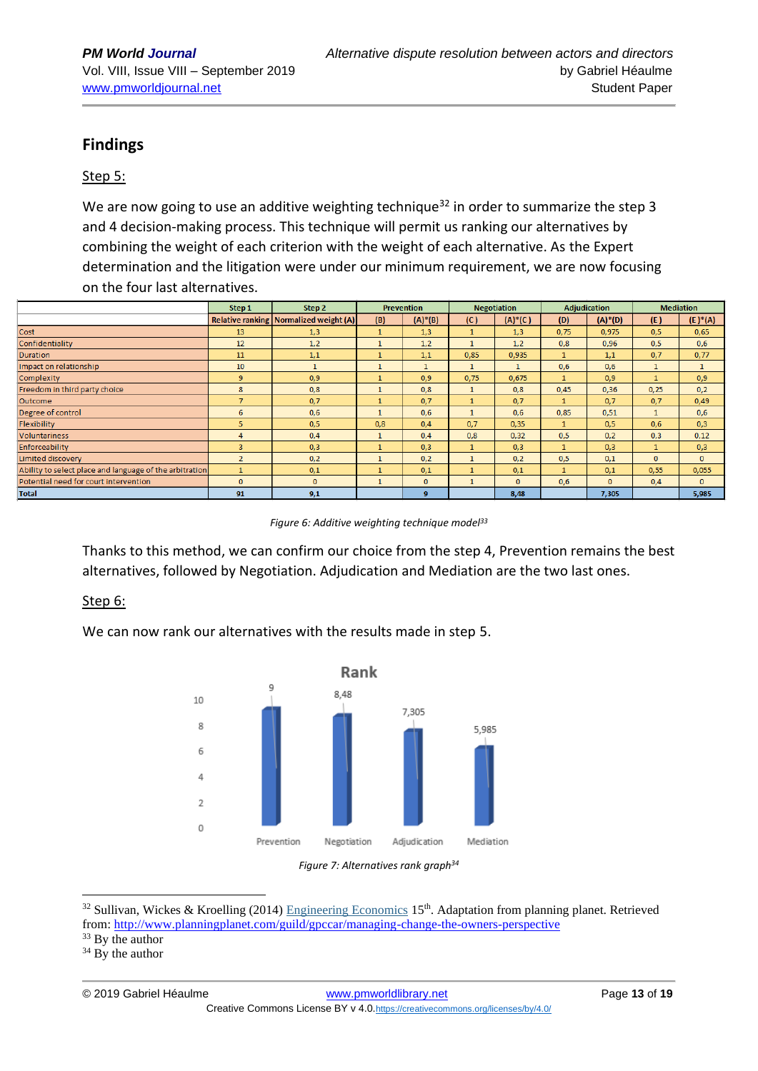## Findings

Step 5:

We are now going to use an additive weighting technique[32] in order to summarize the step 3 and 4 decision-making process. This technique will permit us ranking our alternatives by combining the weight of each criterion with the weight of each alternative. As the Expert determination and the litigation were under our minimum requirement, we are now focusing on the four last alternatives.

| | Step 1 | Step 2 | Prevention | | Negotiation | | Adjudication | | Mediation | |
|---|---|---|---|---|---|---|---|---|---|---|
| | Relative ranking | Normalized weight (A) | (B) | (A)*(B) | (C) | (A)*(C) | (D) | (A)*(D) | (E) | (E)*(A) |
| Cost | 13 | 1,3 | 1 | 1,3 | 1 | 1,3 | 0,75 | 0,975 | 0,5 | 0,65 |
| Confidentiality | 12 | 1,2 | 1 | 1,2 | 1 | 1,2 | 0,8 | 0,96 | 0,5 | 0,6 |
| Duration | 11 | 1,1 | 1 | 1,1 | 0,85 | 0,935 | 1 | 1,1 | 0,7 | 0,77 |
| Impact on relationship | 10 | 1 | 1 | 1 | 1 | 1 | 0,6 | 0,6 | 1 | 1 |
| Complexity | 9 | 0,9 | 1 | 0,9 | 0,75 | 0,675 | 1 | 0,9 | 1 | 0,9 |
| Freedom in third party choice | 8 | 0,8 | 1 | 0,8 | 1 | 0,8 | 0,45 | 0,36 | 0,25 | 0,2 |
| Outcome | 7 | 0,7 | 1 | 0,7 | 1 | 0,7 | 1 | 0,7 | 0,7 | 0,49 |
| Degree of control | 6 | 0,6 | 1 | 0,6 | 1 | 0,6 | 0,85 | 0,51 | 1 | 0,6 |
| Flexibility | 5 | 0,5 | 0,8 | 0,4 | 0,7 | 0,35 | 1 | 0,5 | 0,6 | 0,3 |
| Voluntariness | 4 | 0,4 | 1 | 0,4 | 0,8 | 0,32 | 0,5 | 0,2 | 0,3 | 0,12 |
| Enforceability | 3 | 0,3 | 1 | 0,3 | 1 | 0,3 | 1 | 0,3 | 1 | 0,3 |
| Limited discovery | 2 | 0,2 | 1 | 0,2 | 1 | 0,2 | 0,5 | 0,1 | 0 | 0 |
| Ability to select place and language of the arbitration | 1 | 0,1 | 1 | 0,1 | 1 | 0,1 | 1 | 0,1 | 0,55 | 0,055 |
| Potential need for court intervention | 0 | 0 | 1 | 0 | 1 | 0 | 0,6 | 0 | 0,4 | 0 |
| Total | 91 | 9,1 | | 9 | | 8,48 | | 7,305 | | 5,985 |

*Figure 6: Additive weighting technique model[33]*

Thanks to this method, we can confirm our choice from the step 4, Prevention remains the best alternatives, followed by Negotiation. Adjudication and Mediation are the two last ones.

Step 6:

We can now rank our alternatives with the results made in step 5.

*Figure 7: Alternatives rank graph[34]*

---

[32] Sullivan, Wickes & Kroelling (2014) Engineering Economics 15th. Adaptation from planning planet. Retrieved from: http://www.planningplanet.com/guild/gpccar/managing-change-the-owners-perspective

[33] By the author

[34] By the author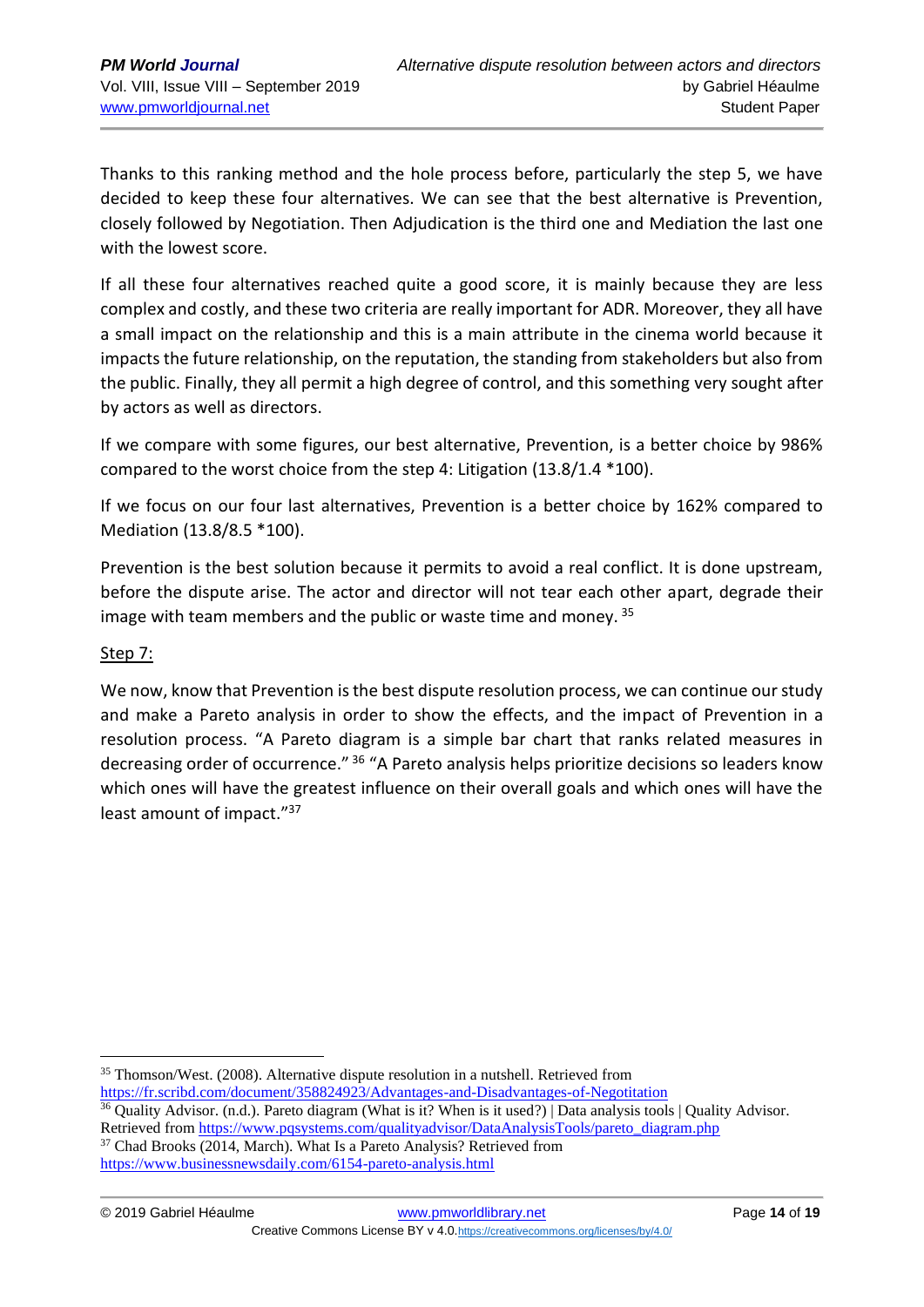Thanks to this ranking method and the hole process before, particularly the step 5, we have decided to keep these four alternatives. We can see that the best alternative is Prevention, closely followed by Negotiation. Then Adjudication is the third one and Mediation the last one with the lowest score.

If all these four alternatives reached quite a good score, it is mainly because they are less complex and costly, and these two criteria are really important for ADR. Moreover, they all have a small impact on the relationship and this is a main attribute in the cinema world because it impacts the future relationship, on the reputation, the standing from stakeholders but also from the public. Finally, they all permit a high degree of control, and this something very sought after by actors as well as directors.

If we compare with some figures, our best alternative, Prevention, is a better choice by 986% compared to the worst choice from the step 4: Litigation (13.8/1.4 *100).

If we focus on our four last alternatives, Prevention is a better choice by 162% compared to Mediation (13.8/8.5 *100).

Prevention is the best solution because it permits to avoid a real conflict. It is done upstream, before the dispute arise. The actor and director will not tear each other apart, degrade their image with team members and the public or waste time and money. [35]

Step 7:

We now, know that Prevention is the best dispute resolution process, we can continue our study and make a Pareto analysis in order to show the effects, and the impact of Prevention in a resolution process. "A Pareto diagram is a simple bar chart that ranks related measures in decreasing order of occurrence." [36] "A Pareto analysis helps prioritize decisions so leaders know which ones will have the greatest influence on their overall goals and which ones will have the least amount of impact."[37]

---

[35] Thomson/West. (2008). Alternative dispute resolution in a nutshell. Retrieved from https://fr.scribd.com/document/358824923/Advantages-and-Disadvantages-of-Negotitation

[36] Quality Advisor. (n.d.). Pareto diagram (What is it? When is it used?) | Data analysis tools | Quality Advisor. Retrieved from https://www.pqsystems.com/qualityadvisor/DataAnalysisTools/pareto_diagram.php

[37] Chad Brooks (2014, March). What Is a Pareto Analysis? Retrieved from https://www.businessnewsdaily.com/6154-pareto-analysis.html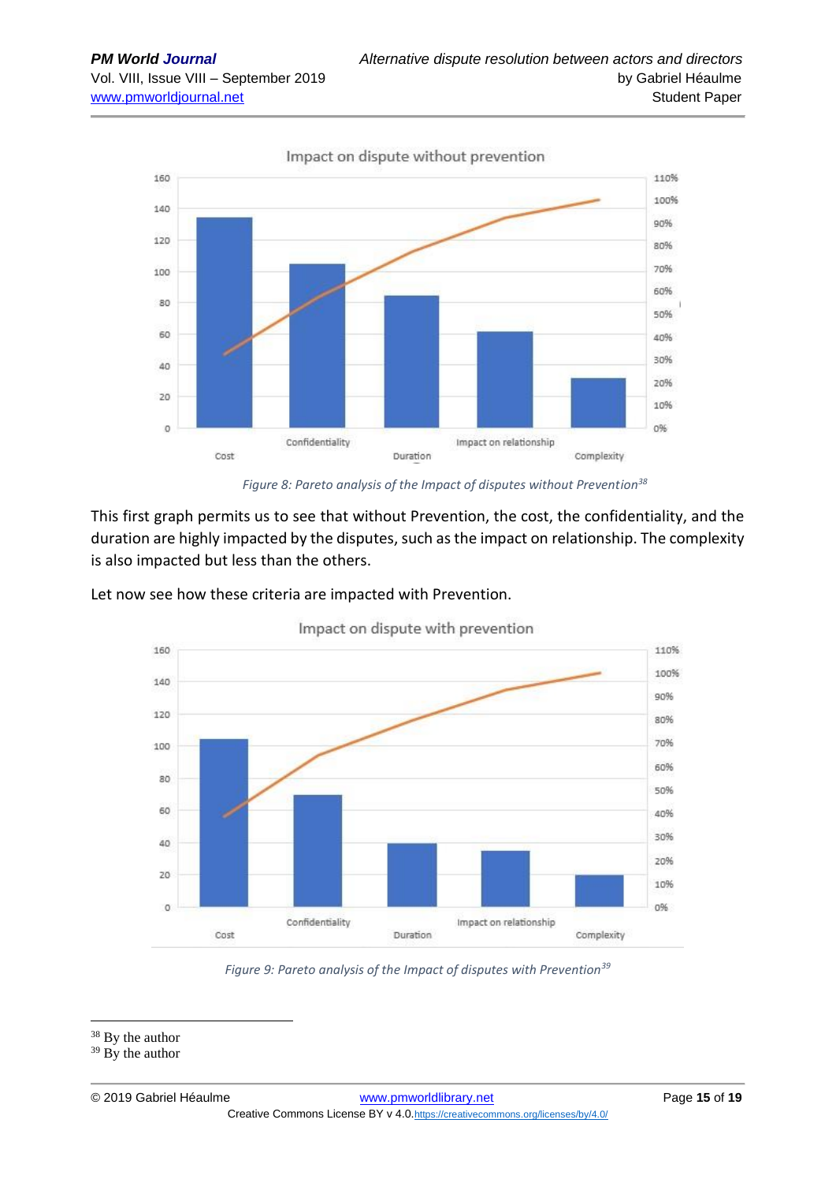*Figure 8: Pareto analysis of the Impact of disputes without Prevention*[38]

This first graph permits us to see that without Prevention, the cost, the confidentiality, and the duration are highly impacted by the disputes, such as the impact on relationship. The complexity is also impacted but less than the others.

Let now see how these criteria are impacted with Prevention.

*Figure 9: Pareto analysis of the Impact of disputes with Prevention*[39]

---

[38] By the author

[39] By the author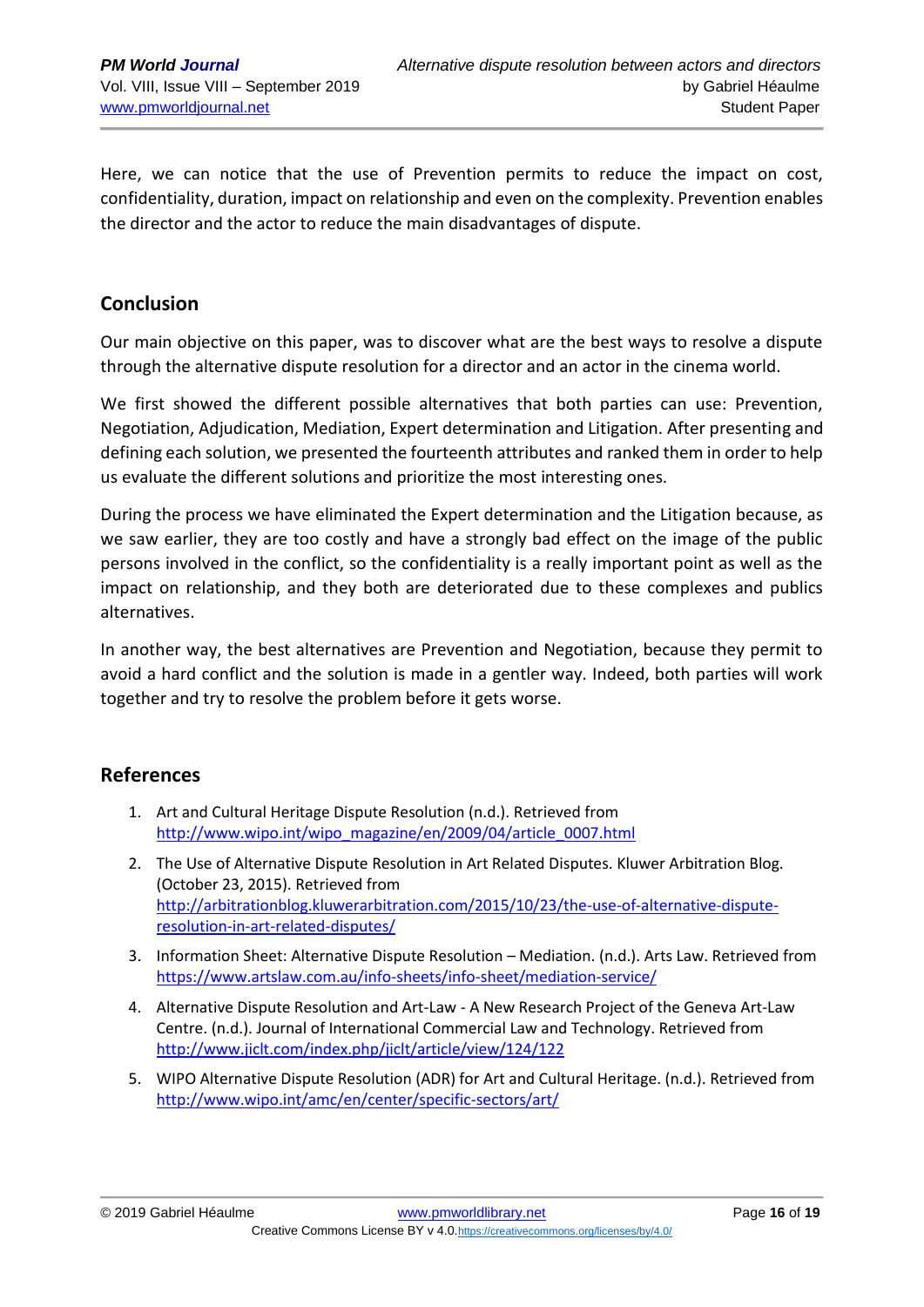Here, we can notice that the use of Prevention permits to reduce the impact on cost, confidentiality, duration, impact on relationship and even on the complexity. Prevention enables the director and the actor to reduce the main disadvantages of dispute.

## Conclusion

Our main objective on this paper, was to discover what are the best ways to resolve a dispute through the alternative dispute resolution for a director and an actor in the cinema world.

We first showed the different possible alternatives that both parties can use: Prevention, Negotiation, Adjudication, Mediation, Expert determination and Litigation. After presenting and defining each solution, we presented the fourteenth attributes and ranked them in order to help us evaluate the different solutions and prioritize the most interesting ones.

During the process we have eliminated the Expert determination and the Litigation because, as we saw earlier, they are too costly and have a strongly bad effect on the image of the public persons involved in the conflict, so the confidentiality is a really important point as well as the impact on relationship, and they both are deteriorated due to these complexes and publics alternatives.

In another way, the best alternatives are Prevention and Negotiation, because they permit to avoid a hard conflict and the solution is made in a gentler way. Indeed, both parties will work together and try to resolve the problem before it gets worse.

## References

1. Art and Cultural Heritage Dispute Resolution (n.d.). Retrieved from http://www.wipo.int/wipo_magazine/en/2009/04/article_0007.html
2. The Use of Alternative Dispute Resolution in Art Related Disputes. Kluwer Arbitration Blog. (October 23, 2015). Retrieved from http://arbitrationblog.kluwerarbitration.com/2015/10/23/the-use-of-alternative-dispute-resolution-in-art-related-disputes/
3. Information Sheet: Alternative Dispute Resolution – Mediation. (n.d.). Arts Law. Retrieved from https://www.artslaw.com.au/info-sheets/info-sheet/mediation-service/
4. Alternative Dispute Resolution and Art-Law - A New Research Project of the Geneva Art-Law Centre. (n.d.). Journal of International Commercial Law and Technology. Retrieved from http://www.jiclt.com/index.php/jiclt/article/view/124/122
5. WIPO Alternative Dispute Resolution (ADR) for Art and Cultural Heritage. (n.d.). Retrieved from http://www.wipo.int/amc/en/center/specific-sectors/art/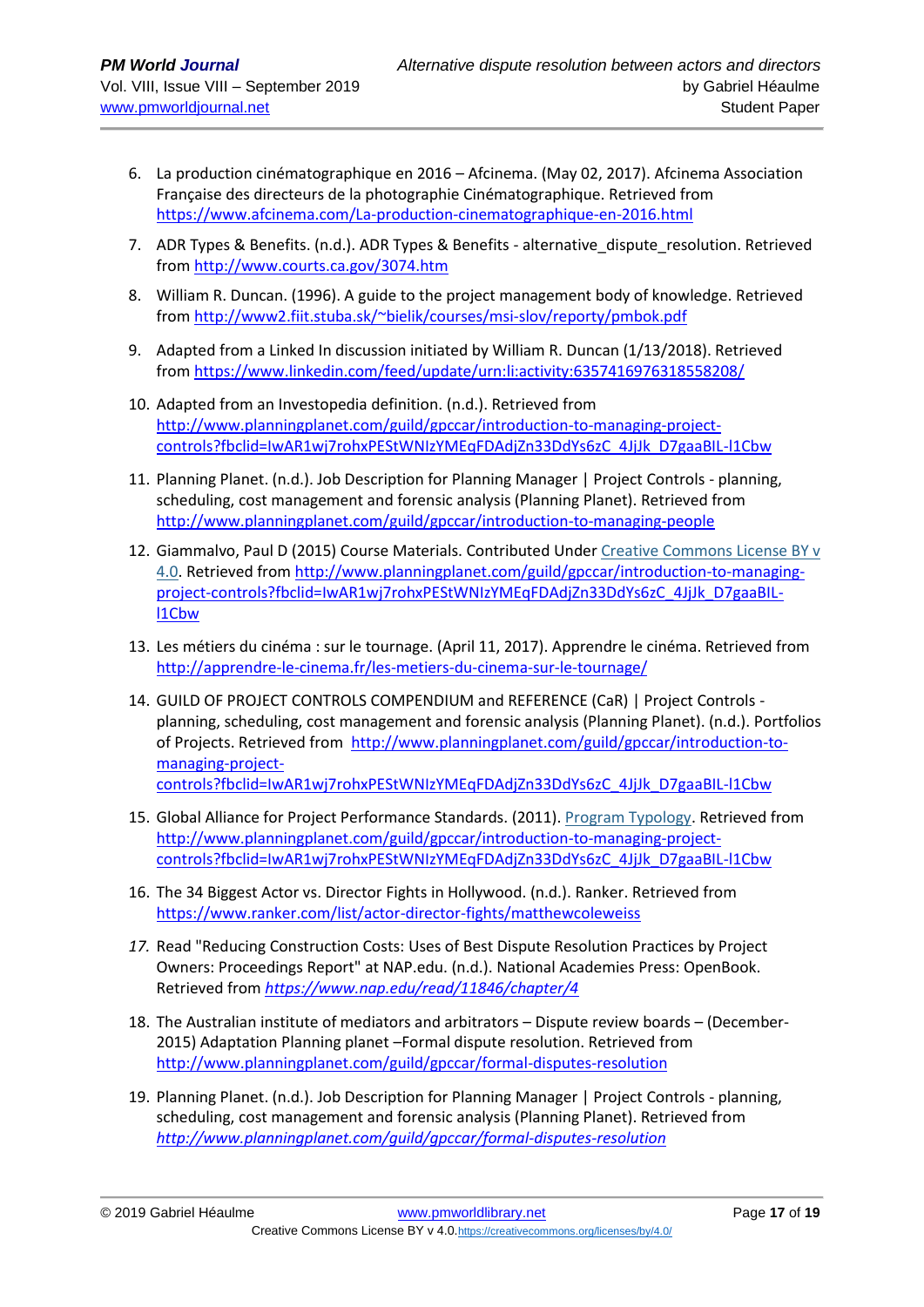6. La production cinématographique en 2016 – Afcinema. (May 02, 2017). Afcinema Association Française des directeurs de la photographie Cinématographique. Retrieved from https://www.afcinema.com/La-production-cinematographique-en-2016.html

7. ADR Types & Benefits. (n.d.). ADR Types & Benefits - alternative_dispute_resolution. Retrieved from http://www.courts.ca.gov/3074.htm

8. William R. Duncan. (1996). A guide to the project management body of knowledge. Retrieved from http://www2.fiit.stuba.sk/~bielik/courses/msi-slov/reporty/pmbok.pdf

9. Adapted from a Linked In discussion initiated by William R. Duncan (1/13/2018). Retrieved from https://www.linkedin.com/feed/update/urn:li:activity:6357416976318558208/

10. Adapted from an Investopedia definition. (n.d.). Retrieved from http://www.planningplanet.com/guild/gpccar/introduction-to-managing-project-controls?fbclid=IwAR1wj7rohxPEStWNIzYMEqFDAdjZn33DdYs6zC_4JjJk_D7gaaBIL-l1Cbw

11. Planning Planet. (n.d.). Job Description for Planning Manager | Project Controls - planning, scheduling, cost management and forensic analysis (Planning Planet). Retrieved from http://www.planningplanet.com/guild/gpccar/introduction-to-managing-people

12. Giammalvo, Paul D (2015) Course Materials. Contributed Under Creative Commons License BY v 4.0. Retrieved from http://www.planningplanet.com/guild/gpccar/introduction-to-managing-project-controls?fbclid=IwAR1wj7rohxPEStWNIzYMEqFDAdjZn33DdYs6zC_4JjJk_D7gaaBIL-l1Cbw

13. Les métiers du cinéma : sur le tournage. (April 11, 2017). Apprendre le cinéma. Retrieved from http://apprendre-le-cinema.fr/les-metiers-du-cinema-sur-le-tournage/

14. GUILD OF PROJECT CONTROLS COMPENDIUM and REFERENCE (CaR) | Project Controls - planning, scheduling, cost management and forensic analysis (Planning Planet). (n.d.). Portfolios of Projects. Retrieved from http://www.planningplanet.com/guild/gpccar/introduction-to-managing-project-controls?fbclid=IwAR1wj7rohxPEStWNIzYMEqFDAdjZn33DdYs6zC_4JjJk_D7gaaBIL-l1Cbw

15. Global Alliance for Project Performance Standards. (2011). Program Typology. Retrieved from http://www.planningplanet.com/guild/gpccar/introduction-to-managing-project-controls?fbclid=IwAR1wj7rohxPEStWNIzYMEqFDAdjZn33DdYs6zC_4JjJk_D7gaaBIL-l1Cbw

16. The 34 Biggest Actor vs. Director Fights in Hollywood. (n.d.). Ranker. Retrieved from https://www.ranker.com/list/actor-director-fights/matthewcoleweiss

17. Read "Reducing Construction Costs: Uses of Best Dispute Resolution Practices by Project Owners: Proceedings Report" at NAP.edu. (n.d.). National Academies Press: OpenBook. Retrieved from *https://www.nap.edu/read/11846/chapter/4*

18. The Australian institute of mediators and arbitrators – Dispute review boards – (December-2015) Adaptation Planning planet –Formal dispute resolution. Retrieved from http://www.planningplanet.com/guild/gpccar/formal-disputes-resolution

19. Planning Planet. (n.d.). Job Description for Planning Manager | Project Controls - planning, scheduling, cost management and forensic analysis (Planning Planet). Retrieved from *http://www.planningplanet.com/guild/gpccar/formal-disputes-resolution*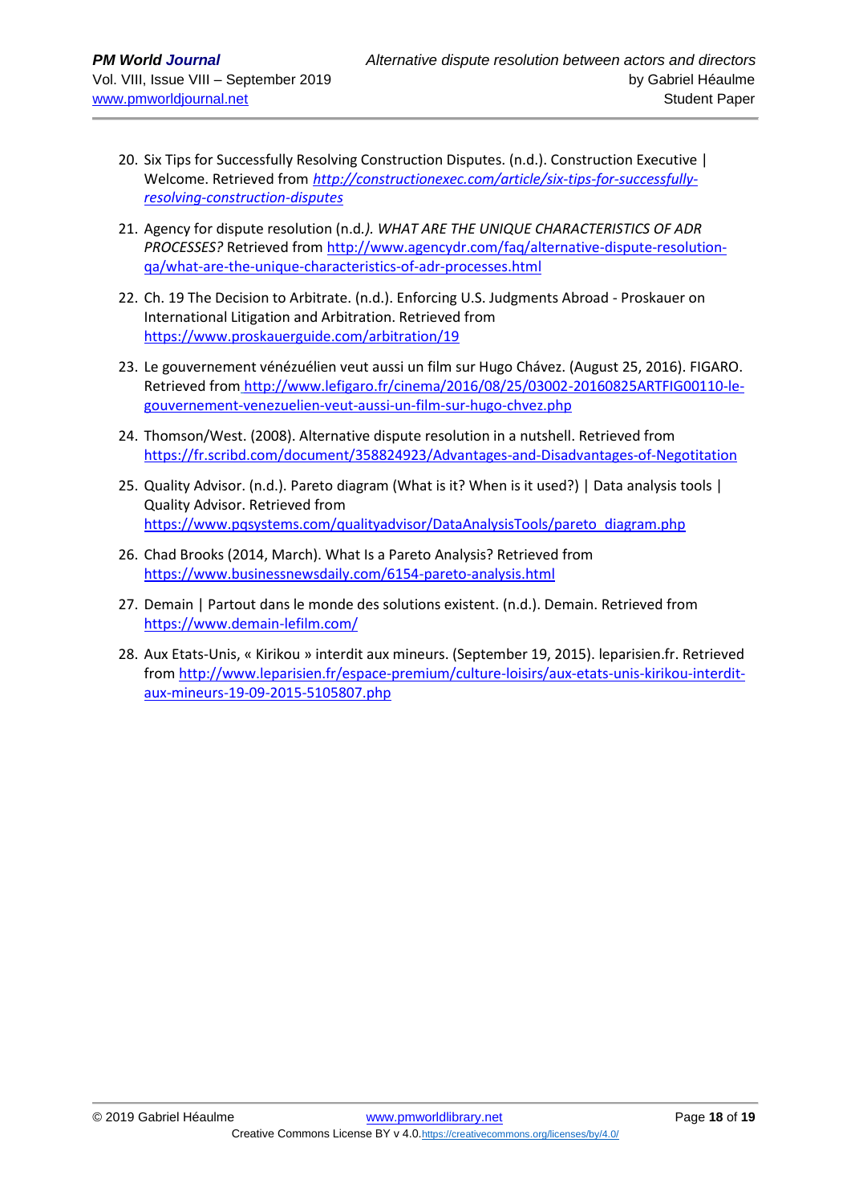20. Six Tips for Successfully Resolving Construction Disputes. (n.d.). Construction Executive | Welcome. Retrieved from *http://constructionexec.com/article/six-tips-for-successfully-resolving-construction-disputes*

21. Agency for dispute resolution (n.d.*). WHAT ARE THE UNIQUE CHARACTERISTICS OF ADR PROCESSES?* Retrieved from http://www.agencydr.com/faq/alternative-dispute-resolution-qa/what-are-the-unique-characteristics-of-adr-processes.html

22. Ch. 19 The Decision to Arbitrate. (n.d.). Enforcing U.S. Judgments Abroad - Proskauer on International Litigation and Arbitration. Retrieved from https://www.proskauerguide.com/arbitration/19

23. Le gouvernement vénézuélien veut aussi un film sur Hugo Chávez. (August 25, 2016). FIGARO. Retrieved from http://www.lefigaro.fr/cinema/2016/08/25/03002-20160825ARTFIG00110-le-gouvernement-venezuelien-veut-aussi-un-film-sur-hugo-chvez.php

24. Thomson/West. (2008). Alternative dispute resolution in a nutshell. Retrieved from https://fr.scribd.com/document/358824923/Advantages-and-Disadvantages-of-Negotitation

25. Quality Advisor. (n.d.). Pareto diagram (What is it? When is it used?) | Data analysis tools | Quality Advisor. Retrieved from https://www.pqsystems.com/qualityadvisor/DataAnalysisTools/pareto_diagram.php

26. Chad Brooks (2014, March). What Is a Pareto Analysis? Retrieved from https://www.businessnewsdaily.com/6154-pareto-analysis.html

27. Demain | Partout dans le monde des solutions existent. (n.d.). Demain. Retrieved from https://www.demain-lefilm.com/

28. Aux Etats-Unis, « Kirikou » interdit aux mineurs. (September 19, 2015). leparisien.fr. Retrieved from http://www.leparisien.fr/espace-premium/culture-loisirs/aux-etats-unis-kirikou-interdit-aux-mineurs-19-09-2015-5105807.php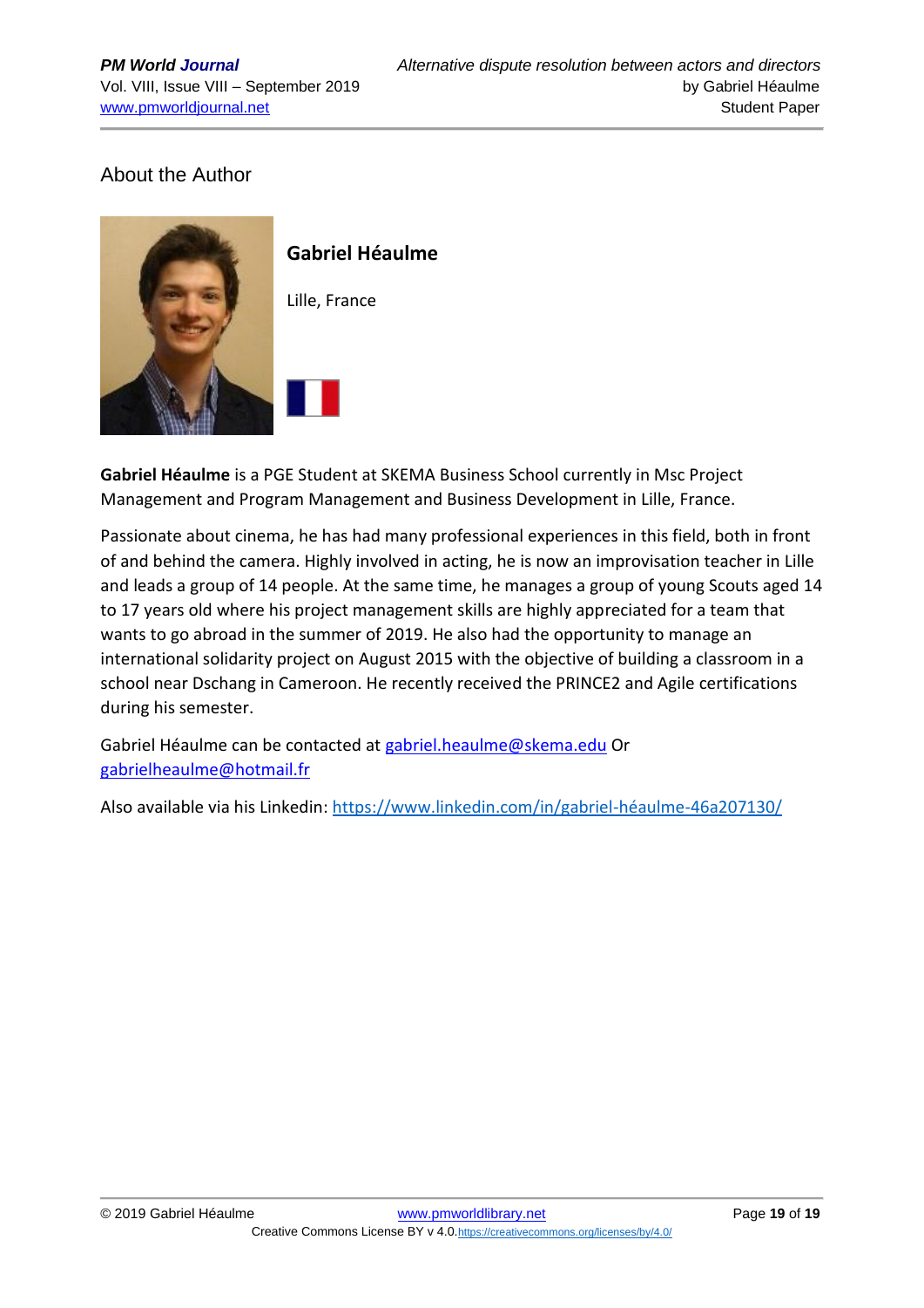## About the Author

**Gabriel Héaulme**

Lille, France

**Gabriel Héaulme** is a PGE Student at SKEMA Business School currently in Msc Project Management and Program Management and Business Development in Lille, France.

Passionate about cinema, he has had many professional experiences in this field, both in front of and behind the camera. Highly involved in acting, he is now an improvisation teacher in Lille and leads a group of 14 people. At the same time, he manages a group of young Scouts aged 14 to 17 years old where his project management skills are highly appreciated for a team that wants to go abroad in the summer of 2019. He also had the opportunity to manage an international solidarity project on August 2015 with the objective of building a classroom in a school near Dschang in Cameroon. He recently received the PRINCE2 and Agile certifications during his semester.

Gabriel Héaulme can be contacted at gabriel.heaulme@skema.edu Or gabrielheaulme@hotmail.fr

Also available via his Linkedin: https://www.linkedin.com/in/gabriel-héaulme-46a207130/